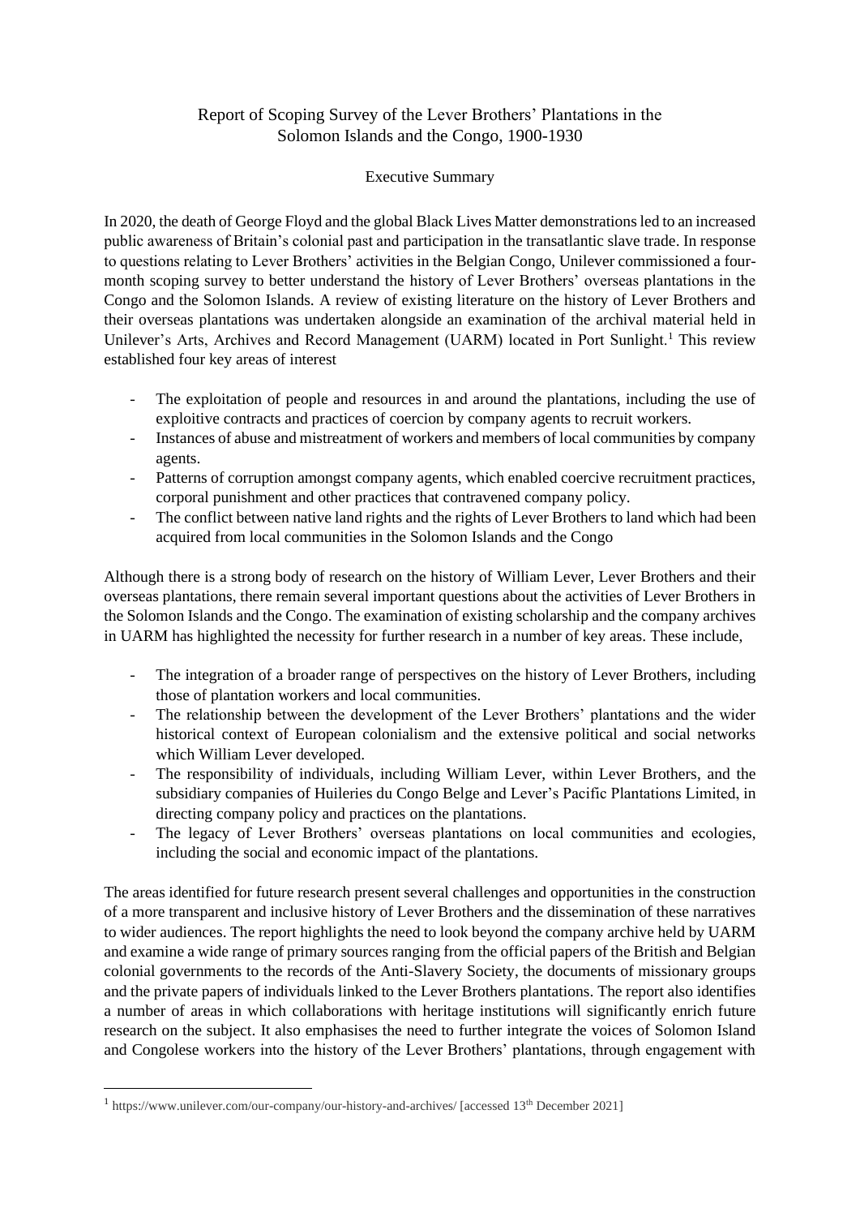# Report of Scoping Survey of the Lever Brothers' Plantations in the Solomon Islands and the Congo, 1900-1930

## Executive Summary

In 2020, the death of George Floyd and the global Black Lives Matter demonstrations led to an increased public awareness of Britain's colonial past and participation in the transatlantic slave trade. In response to questions relating to Lever Brothers' activities in the Belgian Congo, Unilever commissioned a four-month scoping survey to better understand the history of Lever Brothers' overseas plantations in the Congo and the Solomon Islands. A review of existing literature on the history of Lever Brothers and their overseas plantations was undertaken alongside an examination of the archival material held in Unilever's Arts, Archives and Record Management (UARM) located in Port Sunlight.[1] This review established four key areas of interest

- The exploitation of people and resources in and around the plantations, including the use of exploitive contracts and practices of coercion by company agents to recruit workers.
- Instances of abuse and mistreatment of workers and members of local communities by company agents.
- Patterns of corruption amongst company agents, which enabled coercive recruitment practices, corporal punishment and other practices that contravened company policy.
- The conflict between native land rights and the rights of Lever Brothers to land which had been acquired from local communities in the Solomon Islands and the Congo

Although there is a strong body of research on the history of William Lever, Lever Brothers and their overseas plantations, there remain several important questions about the activities of Lever Brothers in the Solomon Islands and the Congo. The examination of existing scholarship and the company archives in UARM has highlighted the necessity for further research in a number of key areas. These include,

- The integration of a broader range of perspectives on the history of Lever Brothers, including those of plantation workers and local communities.
- The relationship between the development of the Lever Brothers' plantations and the wider historical context of European colonialism and the extensive political and social networks which William Lever developed.
- The responsibility of individuals, including William Lever, within Lever Brothers, and the subsidiary companies of Huileries du Congo Belge and Lever's Pacific Plantations Limited, in directing company policy and practices on the plantations.
- The legacy of Lever Brothers' overseas plantations on local communities and ecologies, including the social and economic impact of the plantations.

The areas identified for future research present several challenges and opportunities in the construction of a more transparent and inclusive history of Lever Brothers and the dissemination of these narratives to wider audiences. The report highlights the need to look beyond the company archive held by UARM and examine a wide range of primary sources ranging from the official papers of the British and Belgian colonial governments to the records of the Anti-Slavery Society, the documents of missionary groups and the private papers of individuals linked to the Lever Brothers plantations. The report also identifies a number of areas in which collaborations with heritage institutions will significantly enrich future research on the subject. It also emphasises the need to further integrate the voices of Solomon Island and Congolese workers into the history of the Lever Brothers' plantations, through engagement with

---

[1] https://www.unilever.com/our-company/our-history-and-archives/ [accessed 13th December 2021]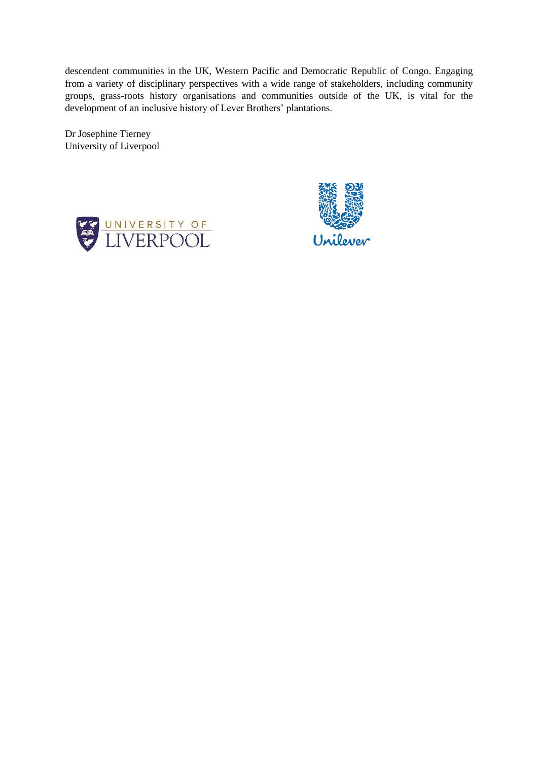descendent communities in the UK, Western Pacific and Democratic Republic of Congo. Engaging from a variety of disciplinary perspectives with a wide range of stakeholders, including community groups, grass-roots history organisations and communities outside of the UK, is vital for the development of an inclusive history of Lever Brothers' plantations.

Dr Josephine Tierney
University of Liverpool